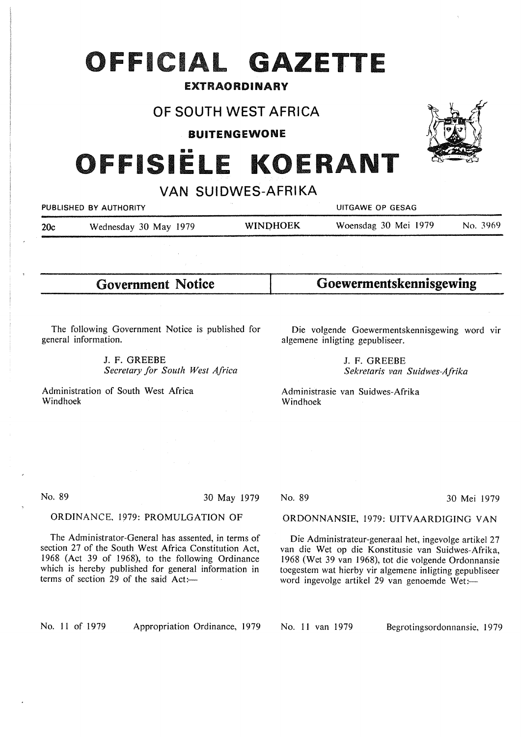# OFFICIAL GAZETTE

**EXTRAORDINARY**

## OF SOUTH WEST AFRICA

**BUITENGEWONE**

# OFFISIËLE KOERANT

## VAN SUIDWES-AFRIKA

PUBLISHED BY AUTHORITY — UITGAWE OP GESAG

**20c** Wednesday 30 May 1979 — WINDHOEK — Woensdag 30 Mei 1979 — No. 3969

## Government Notice

The following Government Notice is published for general information.

J. F. GREEBE
*Secretary for South West Africa*

Administration of South West Africa
Windhoek

No. 89 — 30 May 1979

ORDINANCE, 1979: PROMULGATION OF

The Administrator-General has assented, in terms of section 27 of the South West Africa Constitution Act, 1968 (Act 39 of 1968), to the following Ordinance which is hereby published for general information in terms of section 29 of the said Act:—

No. 11 of 1979 — Appropriation Ordinance, 1979

## Goewermentskennisgewing

Die volgende Goewermentskennisgewing word vir algemene inligting gepubliseer.

J. F. GREEBE
*Sekretaris van Suidwes-Afrika*

Administrasie van Suidwes-Afrika
Windhoek

No. 89 — 30 Mei 1979

ORDONNANSIE, 1979: UITVAARDIGING VAN

Die Administrateur-generaal het, ingevolge artikel 27 van die Wet op die Konstitusie van Suidwes-Afrika, 1968 (Wet 39 van 1968), tot die volgende Ordonnansie toegestem wat hierby vir algemene inligting gepubliseer word ingevolge artikel 29 van genoemde Wet:—

No. 11 van 1979 — Begrotingsordonnansie, 1979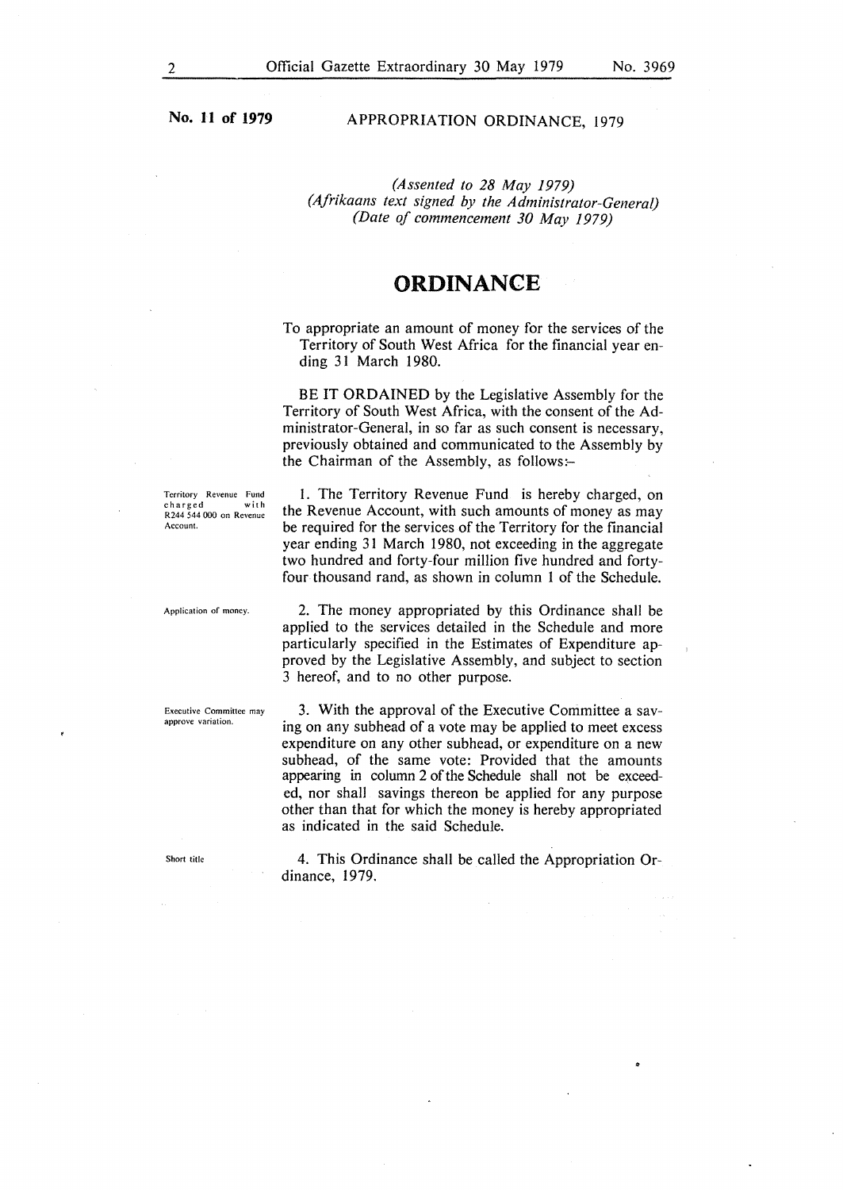**No. 11 of 1979** APPROPRIATION ORDINANCE, 1979

*(Assented to 28 May 1979)*
*(Afrikaans text signed by the Administrator-General)*
*(Date of commencement 30 May 1979)*

# ORDINANCE

To appropriate an amount of money for the services of the Territory of South West Africa for the financial year ending 31 March 1980.

BE IT ORDAINED by the Legislative Assembly for the Territory of South West Africa, with the consent of the Administrator-General, in so far as such consent is necessary, previously obtained and communicated to the Assembly by the Chairman of the Assembly, as follows:-

*Territory Revenue Fund charged with R244 544 000 on Revenue Account.*

1. The Territory Revenue Fund is hereby charged, on the Revenue Account, with such amounts of money as may be required for the services of the Territory for the financial year ending 31 March 1980, not exceeding in the aggregate two hundred and forty-four million five hundred and forty-four thousand rand, as shown in column 1 of the Schedule.

*Application of money.*

2. The money appropriated by this Ordinance shall be applied to the services detailed in the Schedule and more particularly specified in the Estimates of Expenditure approved by the Legislative Assembly, and subject to section 3 hereof, and to no other purpose.

*Executive Committee may approve variation.*

3. With the approval of the Executive Committee a saving on any subhead of a vote may be applied to meet excess expenditure on any other subhead, or expenditure on a new subhead, of the same vote: Provided that the amounts appearing in column 2 of the Schedule shall not be exceeded, nor shall savings thereon be applied for any purpose other than that for which the money is hereby appropriated as indicated in the said Schedule.

*Short title*

4. This Ordinance shall be called the Appropriation Ordinance, 1979.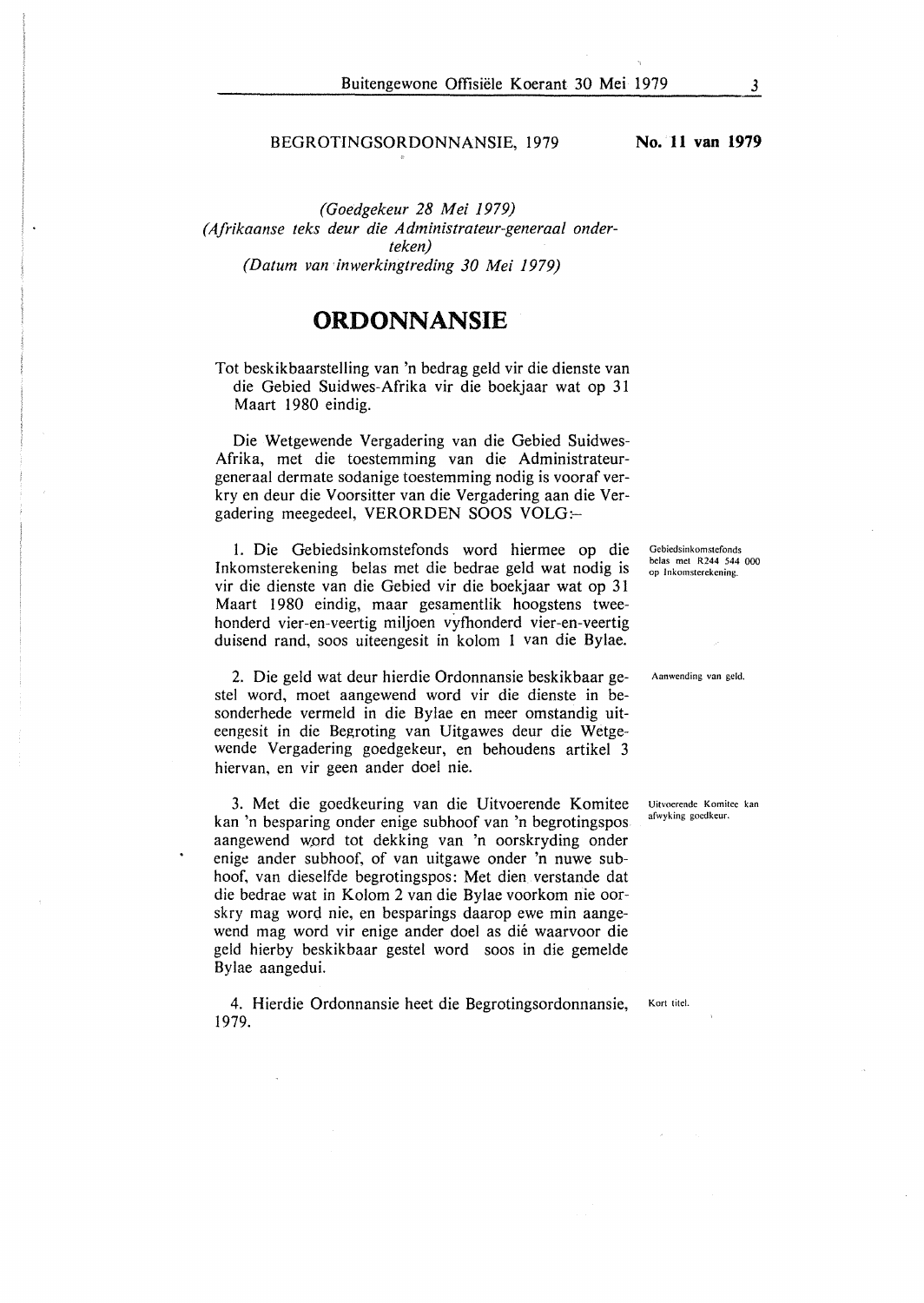BEGROTINGSORDONNANSIE, 1979 **No. 11 van 1979**

*(Goedgekeur 28 Mei 1979)*
*(Afrikaanse teks deur die Administrateur-generaal onderteken)*
*(Datum van inwerkingtreding 30 Mei 1979)*

# ORDONNANSIE

Tot beskikbaarstelling van 'n bedrag geld vir die dienste van die Gebied Suidwes-Afrika vir die boekjaar wat op 31 Maart 1980 eindig.

Die Wetgewende Vergadering van die Gebied Suidwes-Afrika, met die toestemming van die Administrateur-generaal dermate sodanige toestemming nodig is vooraf verkry en deur die Voorsitter van die Vergadering aan die Vergadering meegedeel, VERORDEN SOOS VOLG:-

Gebiedsinkomstefonds belas met R244 544 000 op Inkomsterekening.

1. Die Gebiedsinkomstefonds word hiermee op die Inkomsterekening belas met die bedrae geld wat nodig is vir die dienste van die Gebied vir die boekjaar wat op 31 Maart 1980 eindig, maar gesamentlik hoogstens tweehonderd vier-en-veertig miljoen vyfhonderd vier-en-veertig duisend rand, soos uiteengesit in kolom 1 van die Bylae.

Aanwending van geld.

2. Die geld wat deur hierdie Ordonnansie beskikbaar gestel word, moet aangewend word vir die dienste in besonderhede vermeld in die Bylae en meer omstandig uiteengesit in die Begroting van Uitgawes deur die Wetgewende Vergadering goedgekeur, en behoudens artikel 3 hiervan, en vir geen ander doel nie.

Uitvoerende Komitee kan afwyking goedkeur.

3. Met die goedkeuring van die Uitvoerende Komitee kan 'n besparing onder enige subhoof van 'n begrotingspos aangewend word tot dekking van 'n oorskryding onder enige ander subhoof, of van uitgawe onder 'n nuwe subhoof, van dieselfde begrotingspos: Met dien verstande dat die bedrae wat in Kolom 2 van die Bylae voorkom nie oorskry mag word nie, en besparings daarop ewe min aangewend mag word vir enige ander doel as dié waarvoor die geld hierby beskikbaar gestel word soos in die gemelde Bylae aangedui.

Kort titel.

4. Hierdie Ordonnansie heet die Begrotingsordonnansie, 1979.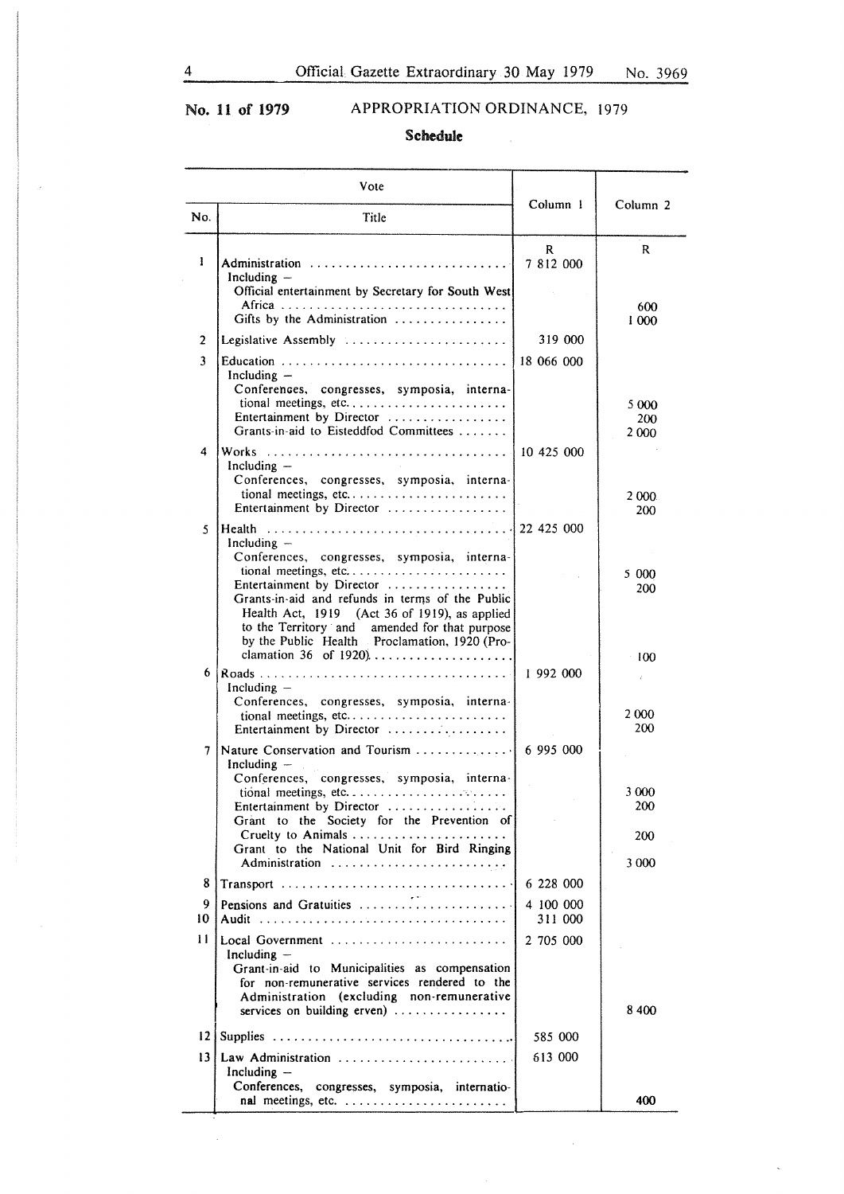**No. 11 of 1979** APPROPRIATION ORDINANCE, 1979

**Schedule**

| Vote | | Column 1 | Column 2 |
|---|---|---|---|
| No. | Title | | |
| | | R | R |
| 1 | Administration | 7 812 000 | |
| | Including – | | |
| | Official entertainment by Secretary for South West Africa | | 600 |
| | Gifts by the Administration | | 1 000 |
| 2 | Legislative Assembly | 319 000 | |
| 3 | Education | 18 066 000 | |
| | Including – | | |
| | Conferences, congresses, symposia, international meetings, etc. | | 5 000 |
| | Entertainment by Director | | 200 |
| | Grants-in-aid to Eisteddfod Committees | | 2 000 |
| 4 | Works | 10 425 000 | |
| | Including – | | |
| | Conferences, congresses, symposia, international meetings, etc. | | 2 000 |
| | Entertainment by Director | | 200 |
| 5 | Health | 22 425 000 | |
| | Including – | | |
| | Conferences, congresses, symposia, international meetings, etc. | | 5 000 |
| | Entertainment by Director | | 200 |
| | Grants-in-aid and refunds in terms of the Public Health Act, 1919 (Act 36 of 1919), as applied to the Territory and amended for that purpose by the Public Health Proclamation, 1920 (Proclamation 36 of 1920) | | 100 |
| 6 | Roads | 1 992 000 | |
| | Including – | | |
| | Conferences, congresses, symposia, international meetings, etc. | | 2 000 |
| | Entertainment by Director | | 200 |
| 7 | Nature Conservation and Tourism | 6 995 000 | |
| | Including – | | |
| | Conferences, congresses, symposia, international meetings, etc. | | 3 000 |
| | Entertainment by Director | | 200 |
| | Grant to the Society for the Prevention of Cruelty to Animals | | 200 |
| | Grant to the National Unit for Bird Ringing Administration | | 3 000 |
| 8 | Transport | 6 228 000 | |
| 9 | Pensions and Gratuities | 4 100 000 | |
| 10 | Audit | 311 000 | |
| 11 | Local Government | 2 705 000 | |
| | Including – | | |
| | Grant-in-aid to Municipalities as compensation for non-remunerative services rendered to the Administration (excluding non-remunerative services on building erven) | | 8 400 |
| 12 | Supplies | 585 000 | |
| 13 | Law Administration | 613 000 | |
| | Including – | | |
| | Conferences, congresses, symposia, international meetings, etc. | | 400 |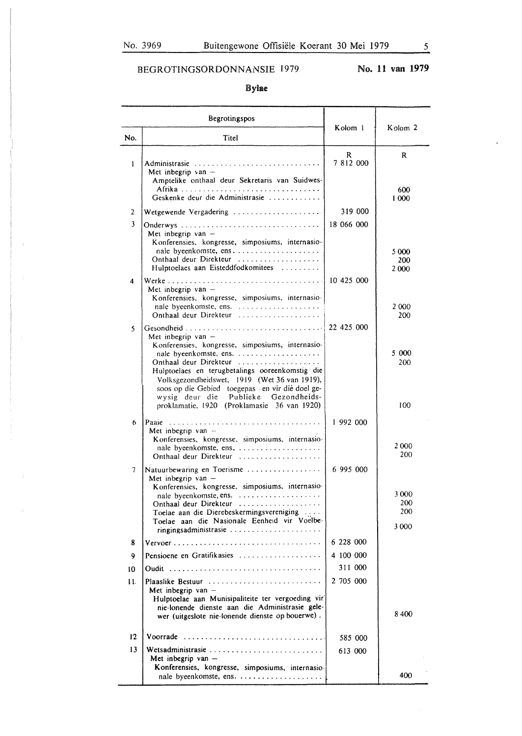BEGROTINGSORDONNANSIE 1979 **No. 11 van 1979**

## Bylae

| Begrotingspos | | Kolom 1 | Kolom 2 |
|---|---|---|---|
| No. | Titel | | |
| | | R | R |
| 1 | Administrasie | 7 812 000 | |
| | Met inbegrip van – | | |
| | Amptelike onthaal deur Sekretaris van Suidwes-Afrika | | 600 |
| | Geskenke deur die Administrasie | | 1 000 |
| 2 | Wetgewende Vergadering | 319 000 | |
| 3 | Onderwys | 18 066 000 | |
| | Met inbegrip van – | | |
| | Konferensies, kongresse, simposiums, internasionale byeenkomste, ens. | | 5 000 |
| | Onthaal deur Direkteur | | 200 |
| | Hulptoelaes aan Eisteddfodkomitees | | 2 000 |
| 4 | Werke | 10 425 000 | |
| | Met inbegrip van – | | |
| | Konferensies, kongresse, simposiums, internasionale byeenkomste, ens. | | 2 000 |
| | Onthaal deur Direkteur | | 200 |
| 5 | Gesondheid | 22 425 000 | |
| | Met inbegrip van – | | |
| | Konferensies, kongresse, simposiums, internasionale byeenkomste, ens. | | 5 000 |
| | Onthaal deur Direkteur | | 200 |
| | Hulptoelaes en terugbetalings ooreenkomstig die Volksgezondheidswet, 1919 (Wet 36 van 1919), soos op die Gebied toegepas en vir dié doel gewysig deur die Publieke Gezondheidsproklamatie, 1920 (Proklamasie 36 van 1920) | | 100 |
| 6 | Paaie | 1 992 000 | |
| | Met inbegrip van – | | |
| | Konferensies, kongresse, simposiums, internasionale byeenkomste, ens. | | 2 000 |
| | Onthaal deur Direkteur | | 200 |
| 7 | Natuurbewaring en Toerisme | 6 995 000 | |
| | Met inbegrip van – | | |
| | Konferensies, kongresse, simposiums, internasionale byeenkomste, ens. | | 3 000 |
| | Onthaal deur Direkteur | | 200 |
| | Toelae aan die Dierebeskermingsvereniging | | 200 |
| | Toelae aan die Nasionale Eenheid vir Voëlberingingsadministrasie | | 3 000 |
| 8 | Vervoer | 6 228 000 | |
| 9 | Pensioene en Gratifikasies | 4 100 000 | |
| 10 | Oudit | 311 000 | |
| 11 | Plaaslike Bestuur | 2 705 000 | |
| | Met inbegrip van – | | |
| | Hulptoelae aan Munisipaliteite ter vergoeding vir nie-lonende dienste aan die Administrasie gelewer (uitgeslote nie-lonende dienste op bouerwe) | | 8 400 |
| 12 | Voorrade | 585 000 | |
| 13 | Wetsadministrasie | 613 000 | |
| | Met inbegrip van – | | |
| | Konferensies, kongresse, simposiums, internasionale byeenkomste, ens. | | 400 |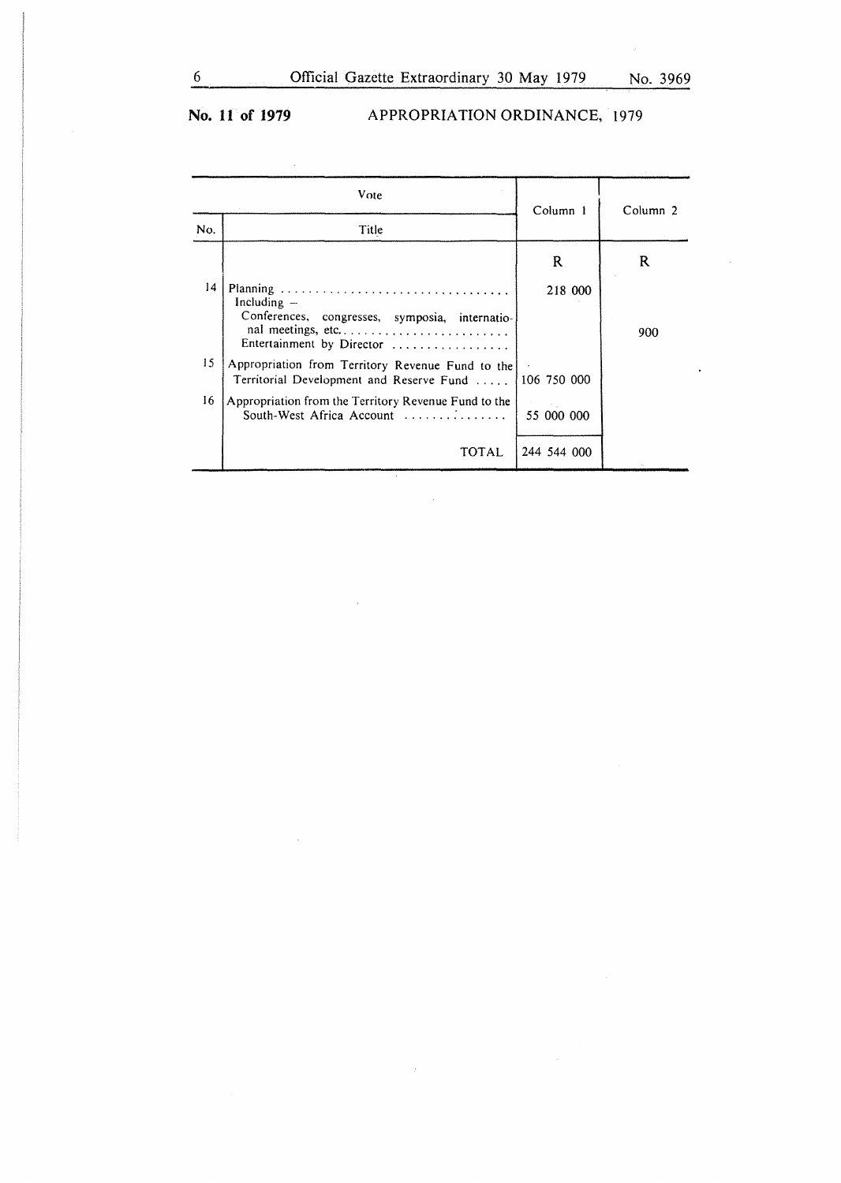**No. 11 of 1979** APPROPRIATION ORDINANCE, 1979

| Vote | | Column 1 | Column 2 |
|---|---|---|---|
| No. | Title | | |
| | | R | R |
| 14 | Planning ................................. Including – | 218 000 | |
| | Conferences, congresses, symposia, international meetings, etc. ........................ Entertainment by Director ................. | | 900 |
| 15 | Appropriation from Territory Revenue Fund to the Territorial Development and Reserve Fund ..... | 106 750 000 | |
| 16 | Appropriation from the Territory Revenue Fund to the South-West Africa Account ................ | 55 000 000 | |
| | TOTAL | 244 544 000 | |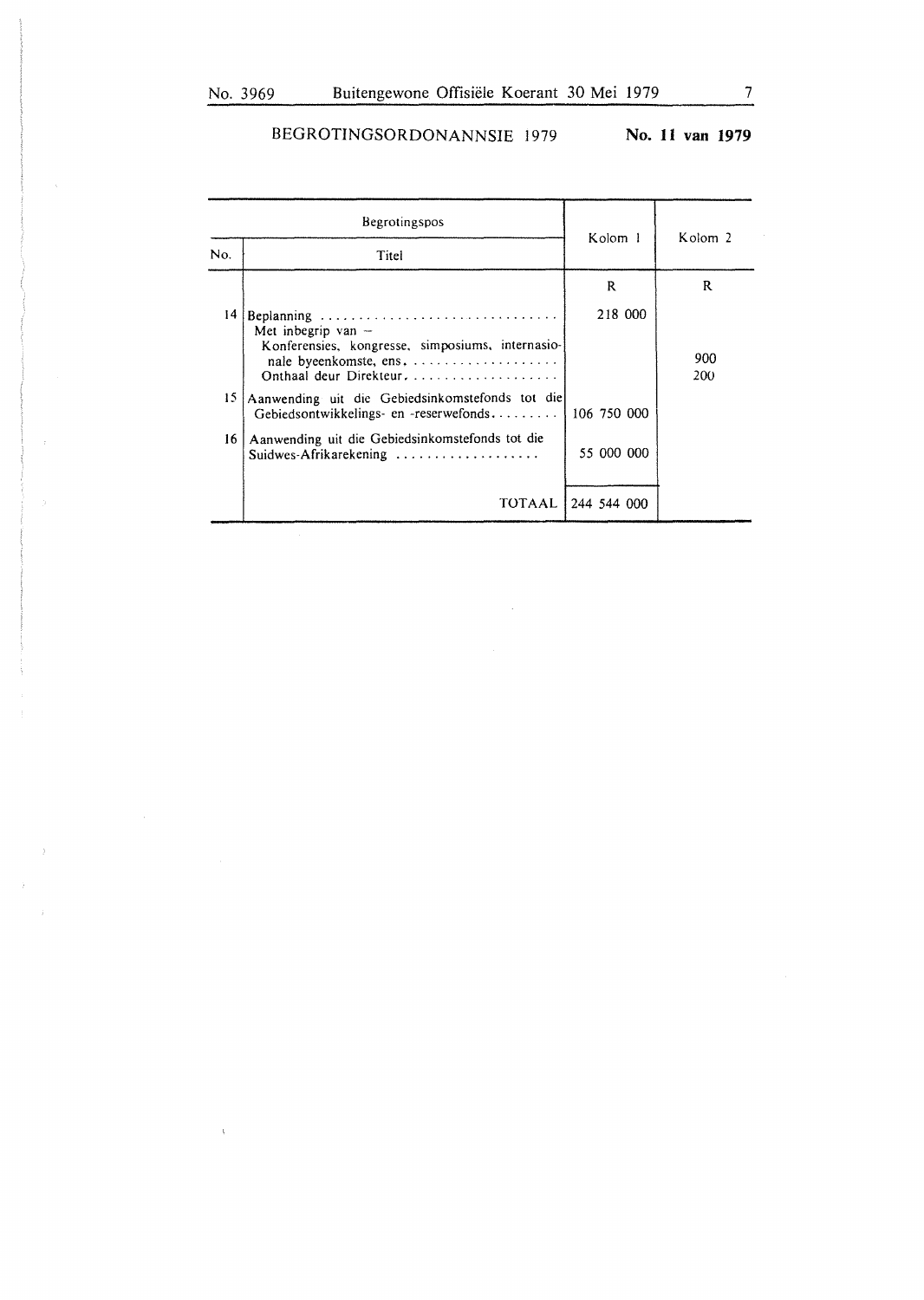| Begrotingspos | | Kolom 1 | Kolom 2 |
|---|---|---|---|
| No. | Titel | | |
| | | R | R |
| 14 | Beplanning ............................... | 218 000 | |
| | Met inbegrip van – | | |
| | Konferensies, kongresse, simposiums, internasionale byeenkomste, ens. ................... | | 900 |
| | Onthaal deur Direkteur. ................... | | 200 |
| 15 | Aanwending uit die Gebiedsinkomstefonds tot die Gebiedsontwikkelings- en -reserwefonds......... | 106 750 000 | |
| 16 | Aanwending uit die Gebiedsinkomstefonds tot die Suidwes-Afrikarekening ................... | 55 000 000 | |
| | TOTAAL | 244 544 000 | |